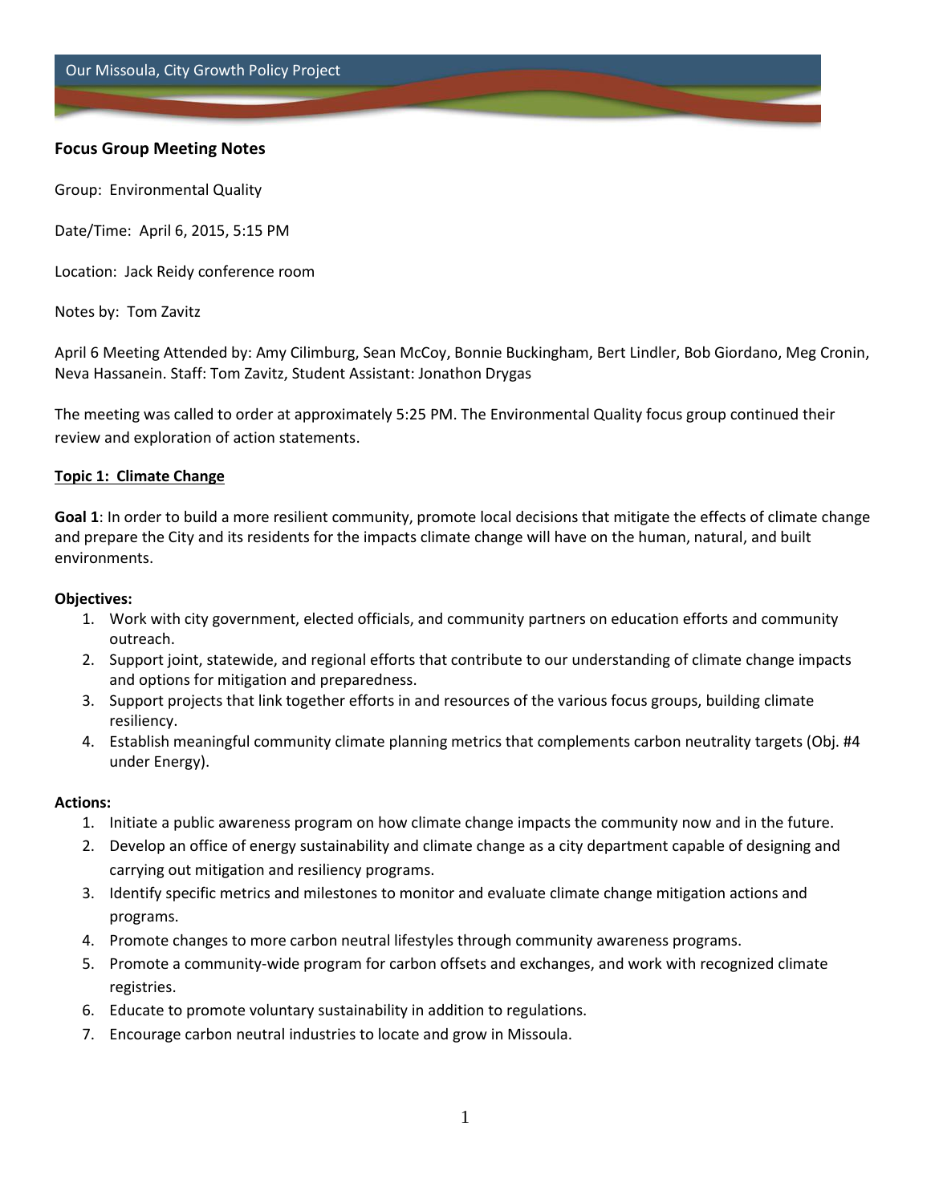Our Missoula, City Growth Policy Project

## Focus Group Meeting Notes

Group: Environmental Quality

Date/Time: April 6, 2015, 5:15 PM

Location: Jack Reidy conference room

Notes by: Tom Zavitz

April 6 Meeting Attended by: Amy Cilimburg, Sean McCoy, Bonnie Buckingham, Bert Lindler, Bob Giordano, Meg Cronin, Neva Hassanein. Staff: Tom Zavitz, Student Assistant: Jonathon Drygas

The meeting was called to order at approximately 5:25 PM. The Environmental Quality focus group continued their review and exploration of action statements.

### Topic 1: Climate Change

**Goal 1**: In order to build a more resilient community, promote local decisions that mitigate the effects of climate change and prepare the City and its residents for the impacts climate change will have on the human, natural, and built environments.

**Objectives:**

1. Work with city government, elected officials, and community partners on education efforts and community outreach.
2. Support joint, statewide, and regional efforts that contribute to our understanding of climate change impacts and options for mitigation and preparedness.
3. Support projects that link together efforts in and resources of the various focus groups, building climate resiliency.
4. Establish meaningful community climate planning metrics that complements carbon neutrality targets (Obj. #4 under Energy).

**Actions:**

1. Initiate a public awareness program on how climate change impacts the community now and in the future.
2. Develop an office of energy sustainability and climate change as a city department capable of designing and carrying out mitigation and resiliency programs.
3. Identify specific metrics and milestones to monitor and evaluate climate change mitigation actions and programs.
4. Promote changes to more carbon neutral lifestyles through community awareness programs.
5. Promote a community-wide program for carbon offsets and exchanges, and work with recognized climate registries.
6. Educate to promote voluntary sustainability in addition to regulations.
7. Encourage carbon neutral industries to locate and grow in Missoula.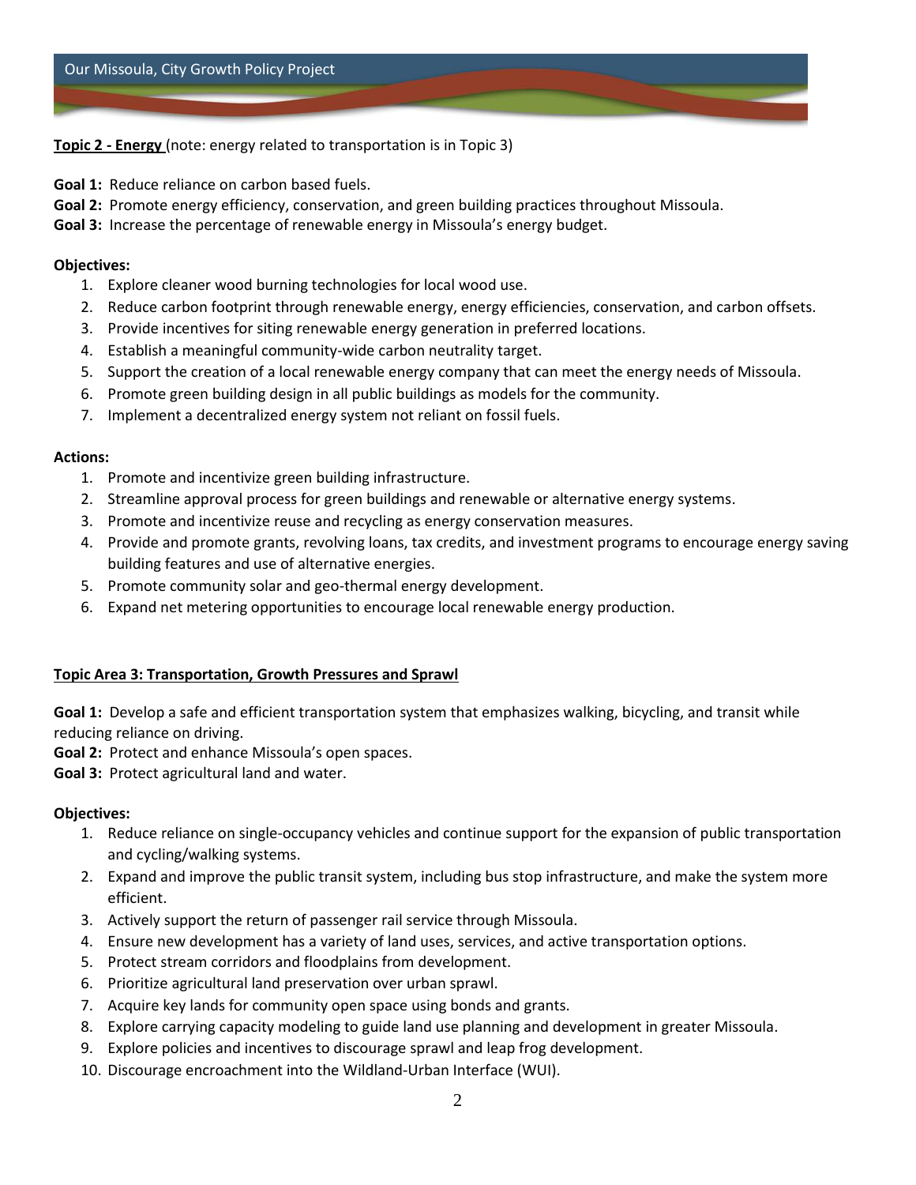**Topic 2 - Energy** (note: energy related to transportation is in Topic 3)

**Goal 1:** Reduce reliance on carbon based fuels.
**Goal 2:** Promote energy efficiency, conservation, and green building practices throughout Missoula.
**Goal 3:** Increase the percentage of renewable energy in Missoula's energy budget.

**Objectives:**

1. Explore cleaner wood burning technologies for local wood use.
2. Reduce carbon footprint through renewable energy, energy efficiencies, conservation, and carbon offsets.
3. Provide incentives for siting renewable energy generation in preferred locations.
4. Establish a meaningful community-wide carbon neutrality target.
5. Support the creation of a local renewable energy company that can meet the energy needs of Missoula.
6. Promote green building design in all public buildings as models for the community.
7. Implement a decentralized energy system not reliant on fossil fuels.

**Actions:**

1. Promote and incentivize green building infrastructure.
2. Streamline approval process for green buildings and renewable or alternative energy systems.
3. Promote and incentivize reuse and recycling as energy conservation measures.
4. Provide and promote grants, revolving loans, tax credits, and investment programs to encourage energy saving building features and use of alternative energies.
5. Promote community solar and geo-thermal energy development.
6. Expand net metering opportunities to encourage local renewable energy production.

**Topic Area 3: Transportation, Growth Pressures and Sprawl**

**Goal 1:** Develop a safe and efficient transportation system that emphasizes walking, bicycling, and transit while reducing reliance on driving.
**Goal 2:** Protect and enhance Missoula's open spaces.
**Goal 3:** Protect agricultural land and water.

**Objectives:**

1. Reduce reliance on single-occupancy vehicles and continue support for the expansion of public transportation and cycling/walking systems.
2. Expand and improve the public transit system, including bus stop infrastructure, and make the system more efficient.
3. Actively support the return of passenger rail service through Missoula.
4. Ensure new development has a variety of land uses, services, and active transportation options.
5. Protect stream corridors and floodplains from development.
6. Prioritize agricultural land preservation over urban sprawl.
7. Acquire key lands for community open space using bonds and grants.
8. Explore carrying capacity modeling to guide land use planning and development in greater Missoula.
9. Explore policies and incentives to discourage sprawl and leap frog development.
10. Discourage encroachment into the Wildland-Urban Interface (WUI).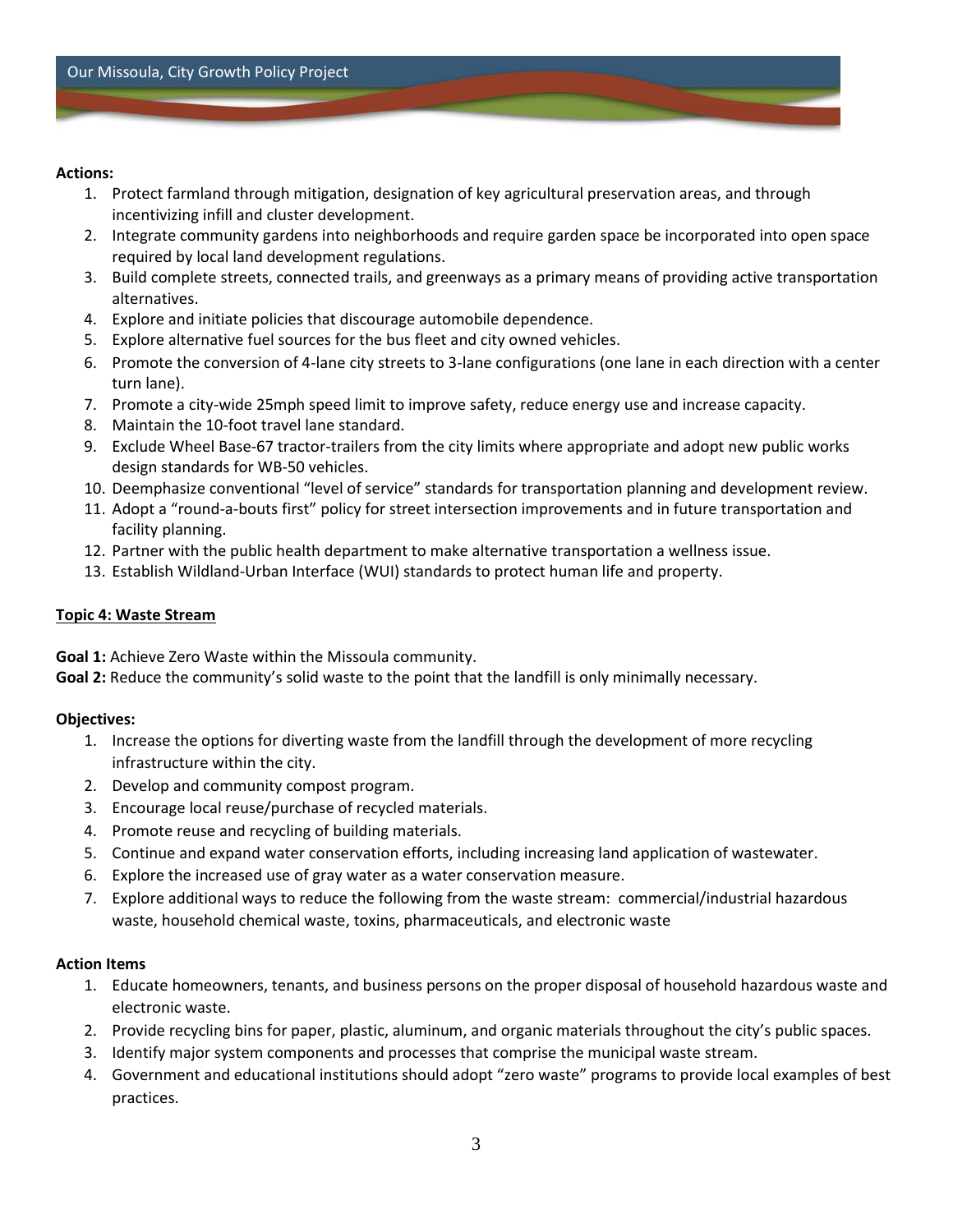**Actions:**

1. Protect farmland through mitigation, designation of key agricultural preservation areas, and through incentivizing infill and cluster development.
2. Integrate community gardens into neighborhoods and require garden space be incorporated into open space required by local land development regulations.
3. Build complete streets, connected trails, and greenways as a primary means of providing active transportation alternatives.
4. Explore and initiate policies that discourage automobile dependence.
5. Explore alternative fuel sources for the bus fleet and city owned vehicles.
6. Promote the conversion of 4-lane city streets to 3-lane configurations (one lane in each direction with a center turn lane).
7. Promote a city-wide 25mph speed limit to improve safety, reduce energy use and increase capacity.
8. Maintain the 10-foot travel lane standard.
9. Exclude Wheel Base-67 tractor-trailers from the city limits where appropriate and adopt new public works design standards for WB-50 vehicles.
10. Deemphasize conventional "level of service" standards for transportation planning and development review.
11. Adopt a "round-a-bouts first" policy for street intersection improvements and in future transportation and facility planning.
12. Partner with the public health department to make alternative transportation a wellness issue.
13. Establish Wildland-Urban Interface (WUI) standards to protect human life and property.

**<u>Topic 4: Waste Stream</u>**

**Goal 1:** Achieve Zero Waste within the Missoula community.
**Goal 2:** Reduce the community's solid waste to the point that the landfill is only minimally necessary.

**Objectives:**

1. Increase the options for diverting waste from the landfill through the development of more recycling infrastructure within the city.
2. Develop and community compost program.
3. Encourage local reuse/purchase of recycled materials.
4. Promote reuse and recycling of building materials.
5. Continue and expand water conservation efforts, including increasing land application of wastewater.
6. Explore the increased use of gray water as a water conservation measure.
7. Explore additional ways to reduce the following from the waste stream: commercial/industrial hazardous waste, household chemical waste, toxins, pharmaceuticals, and electronic waste

**Action Items**

1. Educate homeowners, tenants, and business persons on the proper disposal of household hazardous waste and electronic waste.
2. Provide recycling bins for paper, plastic, aluminum, and organic materials throughout the city's public spaces.
3. Identify major system components and processes that comprise the municipal waste stream.
4. Government and educational institutions should adopt "zero waste" programs to provide local examples of best practices.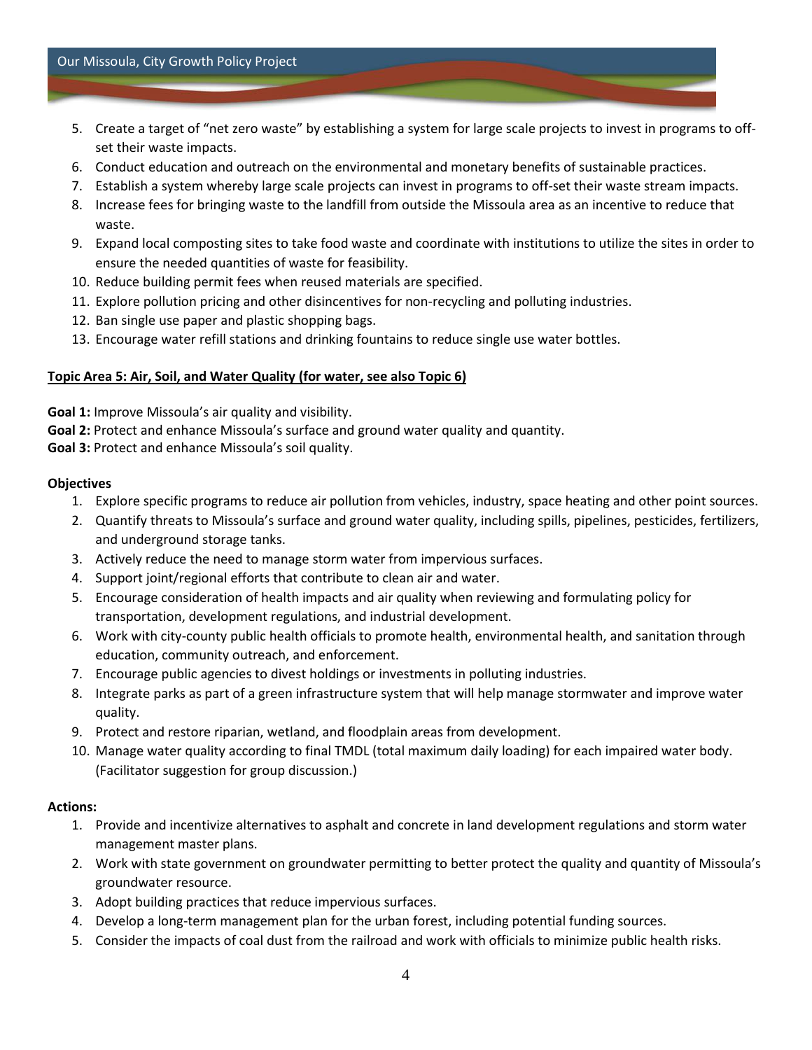5. Create a target of "net zero waste" by establishing a system for large scale projects to invest in programs to off-set their waste impacts.
6. Conduct education and outreach on the environmental and monetary benefits of sustainable practices.
7. Establish a system whereby large scale projects can invest in programs to off-set their waste stream impacts.
8. Increase fees for bringing waste to the landfill from outside the Missoula area as an incentive to reduce that waste.
9. Expand local composting sites to take food waste and coordinate with institutions to utilize the sites in order to ensure the needed quantities of waste for feasibility.
10. Reduce building permit fees when reused materials are specified.
11. Explore pollution pricing and other disincentives for non-recycling and polluting industries.
12. Ban single use paper and plastic shopping bags.
13. Encourage water refill stations and drinking fountains to reduce single use water bottles.

**Topic Area 5: Air, Soil, and Water Quality (for water, see also Topic 6)**

**Goal 1:** Improve Missoula's air quality and visibility.
**Goal 2:** Protect and enhance Missoula's surface and ground water quality and quantity.
**Goal 3:** Protect and enhance Missoula's soil quality.

**Objectives**

1. Explore specific programs to reduce air pollution from vehicles, industry, space heating and other point sources.
2. Quantify threats to Missoula's surface and ground water quality, including spills, pipelines, pesticides, fertilizers, and underground storage tanks.
3. Actively reduce the need to manage storm water from impervious surfaces.
4. Support joint/regional efforts that contribute to clean air and water.
5. Encourage consideration of health impacts and air quality when reviewing and formulating policy for transportation, development regulations, and industrial development.
6. Work with city-county public health officials to promote health, environmental health, and sanitation through education, community outreach, and enforcement.
7. Encourage public agencies to divest holdings or investments in polluting industries.
8. Integrate parks as part of a green infrastructure system that will help manage stormwater and improve water quality.
9. Protect and restore riparian, wetland, and floodplain areas from development.
10. Manage water quality according to final TMDL (total maximum daily loading) for each impaired water body. (Facilitator suggestion for group discussion.)

**Actions:**

1. Provide and incentivize alternatives to asphalt and concrete in land development regulations and storm water management master plans.
2. Work with state government on groundwater permitting to better protect the quality and quantity of Missoula's groundwater resource.
3. Adopt building practices that reduce impervious surfaces.
4. Develop a long-term management plan for the urban forest, including potential funding sources.
5. Consider the impacts of coal dust from the railroad and work with officials to minimize public health risks.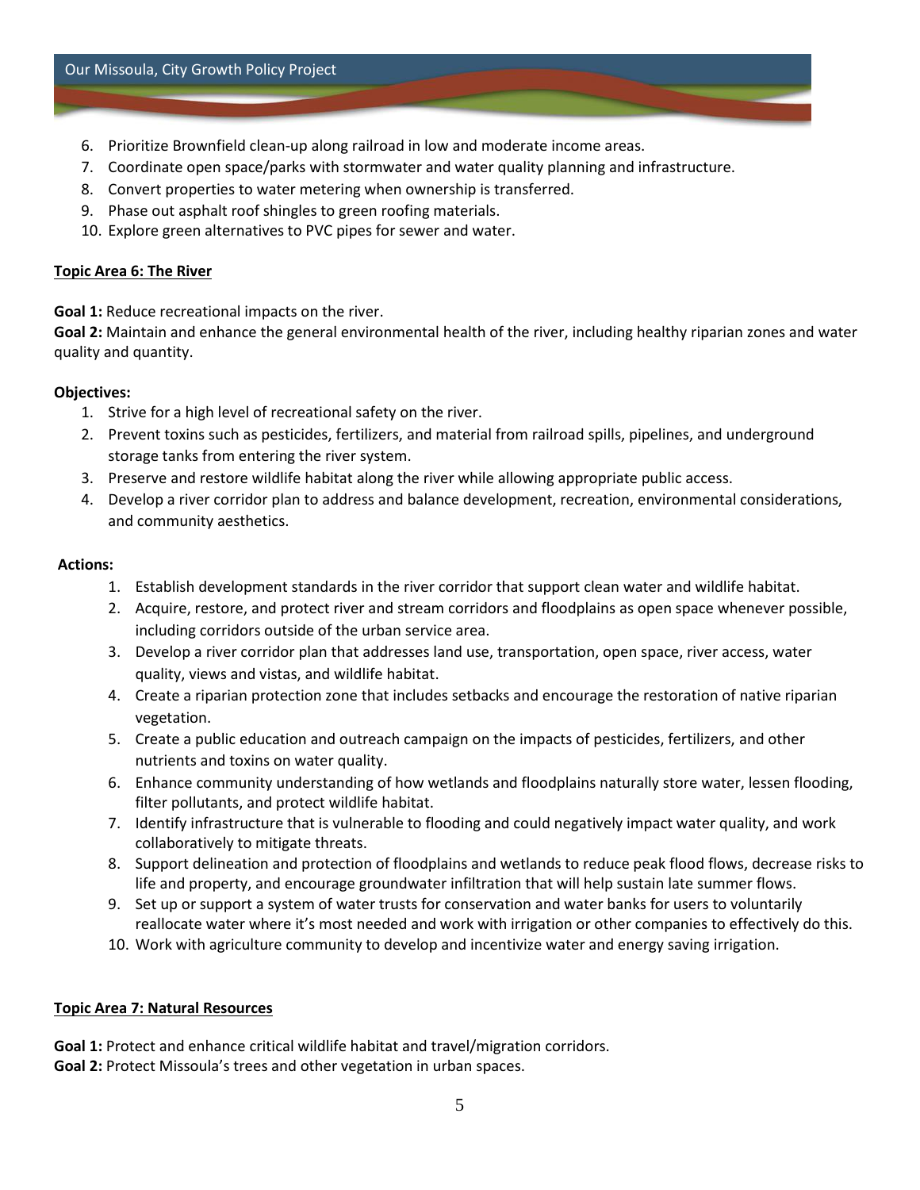6. Prioritize Brownfield clean-up along railroad in low and moderate income areas.
7. Coordinate open space/parks with stormwater and water quality planning and infrastructure.
8. Convert properties to water metering when ownership is transferred.
9. Phase out asphalt roof shingles to green roofing materials.
10. Explore green alternatives to PVC pipes for sewer and water.

**Topic Area 6: The River**

**Goal 1:** Reduce recreational impacts on the river.
**Goal 2:** Maintain and enhance the general environmental health of the river, including healthy riparian zones and water quality and quantity.

**Objectives:**

1. Strive for a high level of recreational safety on the river.
2. Prevent toxins such as pesticides, fertilizers, and material from railroad spills, pipelines, and underground storage tanks from entering the river system.
3. Preserve and restore wildlife habitat along the river while allowing appropriate public access.
4. Develop a river corridor plan to address and balance development, recreation, environmental considerations, and community aesthetics.

**Actions:**

1. Establish development standards in the river corridor that support clean water and wildlife habitat.
2. Acquire, restore, and protect river and stream corridors and floodplains as open space whenever possible, including corridors outside of the urban service area.
3. Develop a river corridor plan that addresses land use, transportation, open space, river access, water quality, views and vistas, and wildlife habitat.
4. Create a riparian protection zone that includes setbacks and encourage the restoration of native riparian vegetation.
5. Create a public education and outreach campaign on the impacts of pesticides, fertilizers, and other nutrients and toxins on water quality.
6. Enhance community understanding of how wetlands and floodplains naturally store water, lessen flooding, filter pollutants, and protect wildlife habitat.
7. Identify infrastructure that is vulnerable to flooding and could negatively impact water quality, and work collaboratively to mitigate threats.
8. Support delineation and protection of floodplains and wetlands to reduce peak flood flows, decrease risks to life and property, and encourage groundwater infiltration that will help sustain late summer flows.
9. Set up or support a system of water trusts for conservation and water banks for users to voluntarily reallocate water where it's most needed and work with irrigation or other companies to effectively do this.
10. Work with agriculture community to develop and incentivize water and energy saving irrigation.

**Topic Area 7: Natural Resources**

**Goal 1:** Protect and enhance critical wildlife habitat and travel/migration corridors.
**Goal 2:** Protect Missoula's trees and other vegetation in urban spaces.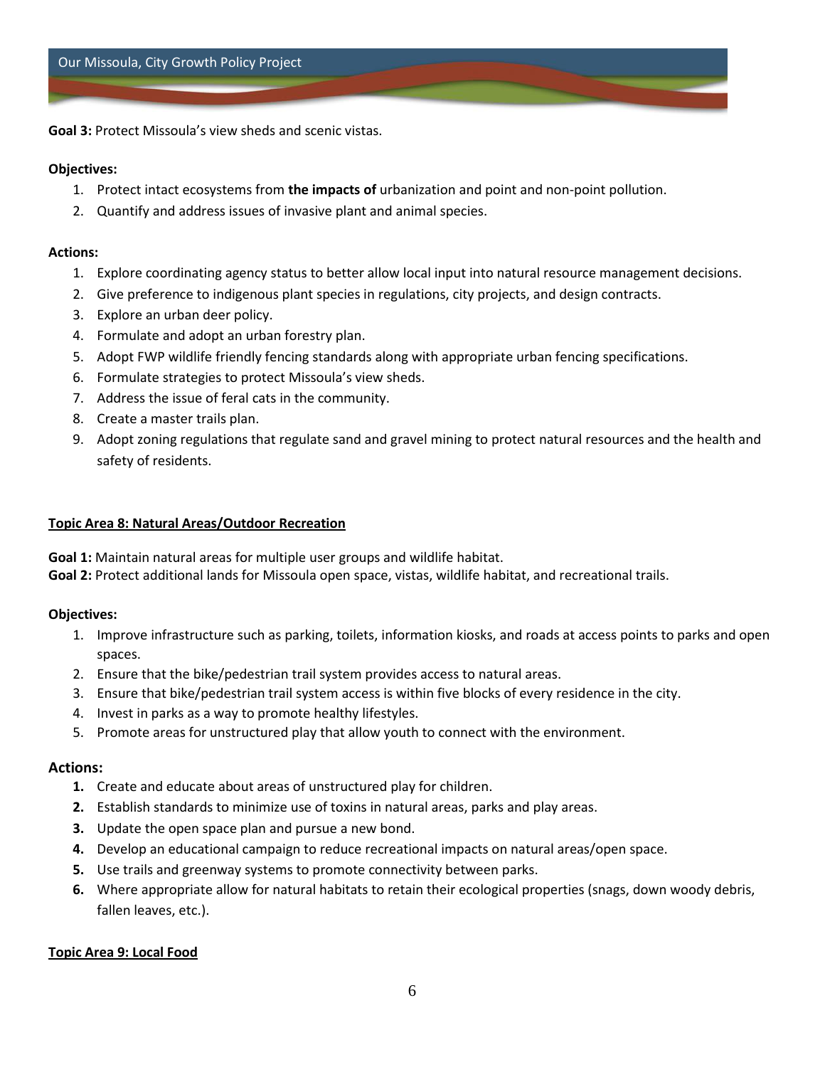**Goal 3:** Protect Missoula's view sheds and scenic vistas.

**Objectives:**

1. Protect intact ecosystems from **the impacts of** urbanization and point and non-point pollution.
2. Quantify and address issues of invasive plant and animal species.

**Actions:**

1. Explore coordinating agency status to better allow local input into natural resource management decisions.
2. Give preference to indigenous plant species in regulations, city projects, and design contracts.
3. Explore an urban deer policy.
4. Formulate and adopt an urban forestry plan.
5. Adopt FWP wildlife friendly fencing standards along with appropriate urban fencing specifications.
6. Formulate strategies to protect Missoula's view sheds.
7. Address the issue of feral cats in the community.
8. Create a master trails plan.
9. Adopt zoning regulations that regulate sand and gravel mining to protect natural resources and the health and safety of residents.

## Topic Area 8: Natural Areas/Outdoor Recreation

**Goal 1:** Maintain natural areas for multiple user groups and wildlife habitat.
**Goal 2:** Protect additional lands for Missoula open space, vistas, wildlife habitat, and recreational trails.

**Objectives:**

1. Improve infrastructure such as parking, toilets, information kiosks, and roads at access points to parks and open spaces.
2. Ensure that the bike/pedestrian trail system provides access to natural areas.
3. Ensure that bike/pedestrian trail system access is within five blocks of every residence in the city.
4. Invest in parks as a way to promote healthy lifestyles.
5. Promote areas for unstructured play that allow youth to connect with the environment.

**Actions:**

1. Create and educate about areas of unstructured play for children.
2. Establish standards to minimize use of toxins in natural areas, parks and play areas.
3. Update the open space plan and pursue a new bond.
4. Develop an educational campaign to reduce recreational impacts on natural areas/open space.
5. Use trails and greenway systems to promote connectivity between parks.
6. Where appropriate allow for natural habitats to retain their ecological properties (snags, down woody debris, fallen leaves, etc.).

## Topic Area 9: Local Food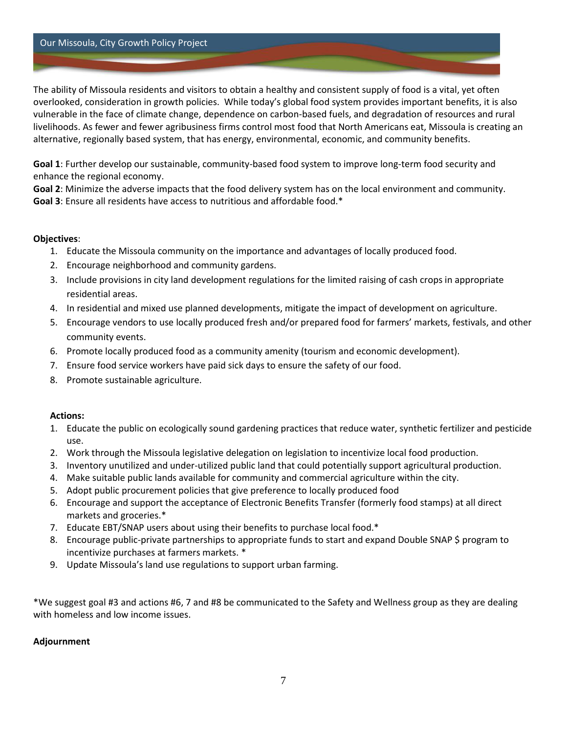The ability of Missoula residents and visitors to obtain a healthy and consistent supply of food is a vital, yet often overlooked, consideration in growth policies. While today's global food system provides important benefits, it is also vulnerable in the face of climate change, dependence on carbon-based fuels, and degradation of resources and rural livelihoods. As fewer and fewer agribusiness firms control most food that North Americans eat, Missoula is creating an alternative, regionally based system, that has energy, environmental, economic, and community benefits.

**Goal 1**: Further develop our sustainable, community-based food system to improve long-term food security and enhance the regional economy.
**Goal 2**: Minimize the adverse impacts that the food delivery system has on the local environment and community.
**Goal 3**: Ensure all residents have access to nutritious and affordable food.*

**Objectives**:

1. Educate the Missoula community on the importance and advantages of locally produced food.
2. Encourage neighborhood and community gardens.
3. Include provisions in city land development regulations for the limited raising of cash crops in appropriate residential areas.
4. In residential and mixed use planned developments, mitigate the impact of development on agriculture.
5. Encourage vendors to use locally produced fresh and/or prepared food for farmers' markets, festivals, and other community events.
6. Promote locally produced food as a community amenity (tourism and economic development).
7. Ensure food service workers have paid sick days to ensure the safety of our food.
8. Promote sustainable agriculture.

**Actions:**

1. Educate the public on ecologically sound gardening practices that reduce water, synthetic fertilizer and pesticide use.
2. Work through the Missoula legislative delegation on legislation to incentivize local food production.
3. Inventory unutilized and under-utilized public land that could potentially support agricultural production.
4. Make suitable public lands available for community and commercial agriculture within the city.
5. Adopt public procurement policies that give preference to locally produced food
6. Encourage and support the acceptance of Electronic Benefits Transfer (formerly food stamps) at all direct markets and groceries.*
7. Educate EBT/SNAP users about using their benefits to purchase local food.*
8. Encourage public-private partnerships to appropriate funds to start and expand Double SNAP $ program to incentivize purchases at farmers markets. *
9. Update Missoula's land use regulations to support urban farming.

*We suggest goal #3 and actions #6, 7 and #8 be communicated to the Safety and Wellness group as they are dealing with homeless and low income issues.

**Adjournment**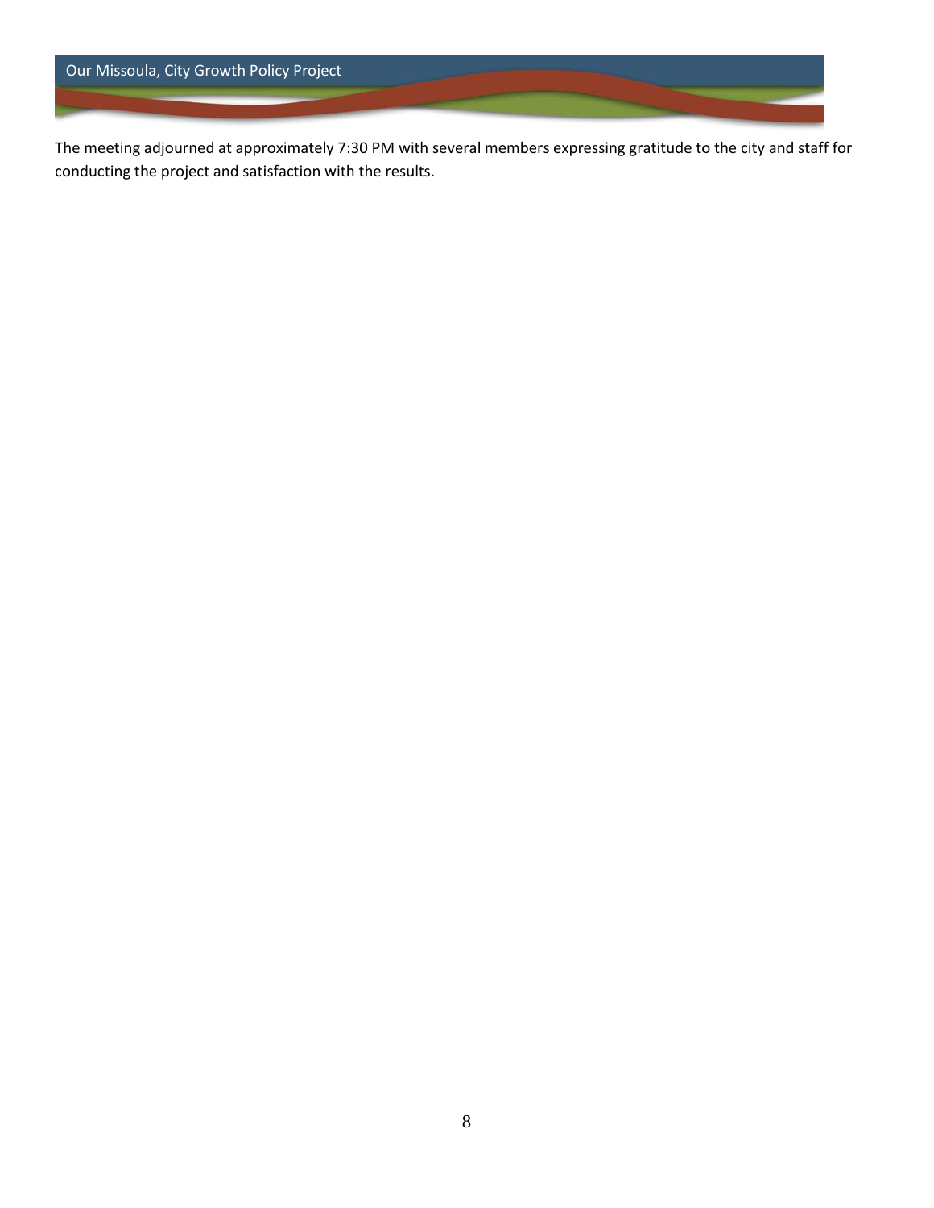The meeting adjourned at approximately 7:30 PM with several members expressing gratitude to the city and staff for conducting the project and satisfaction with the results.